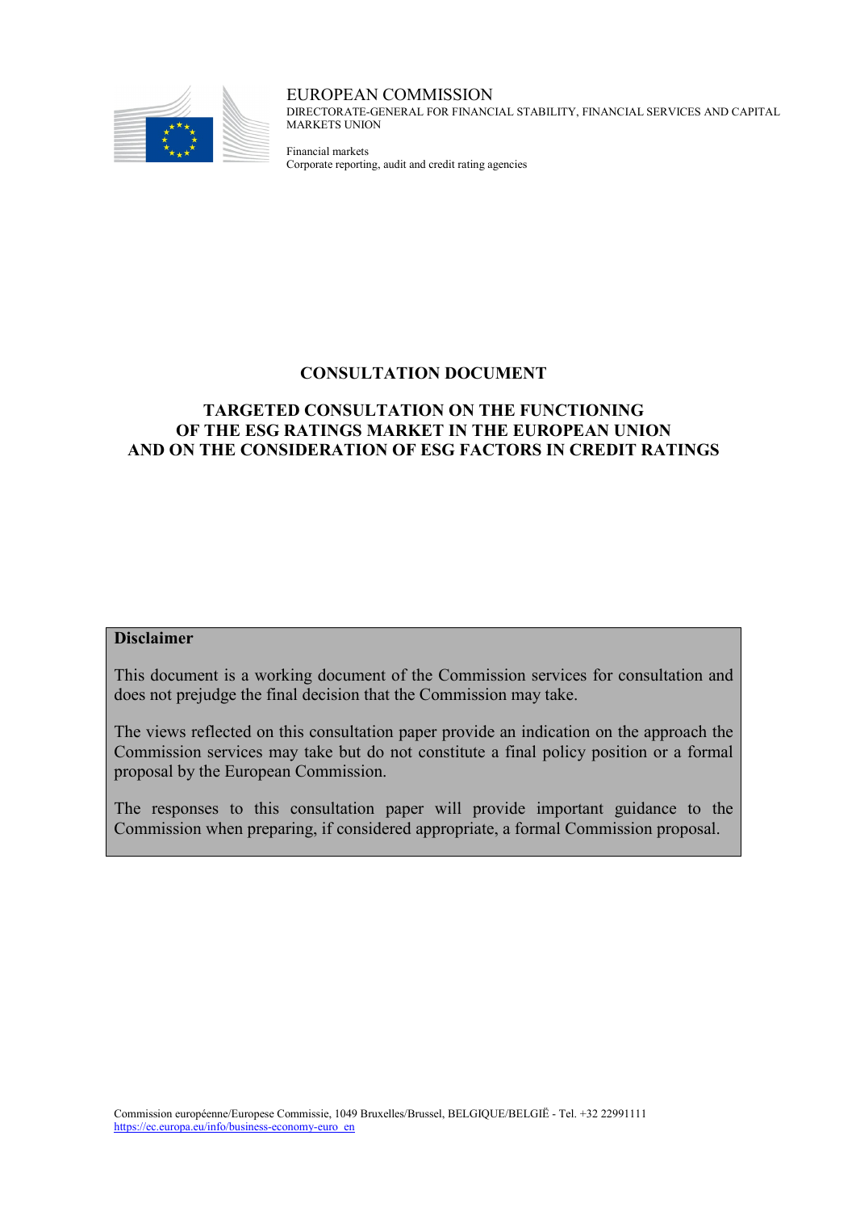EUROPEAN COMMISSION
DIRECTORATE-GENERAL FOR FINANCIAL STABILITY, FINANCIAL SERVICES AND CAPITAL MARKETS UNION

Financial markets
Corporate reporting, audit and credit rating agencies

# CONSULTATION DOCUMENT

## TARGETED CONSULTATION ON THE FUNCTIONING OF THE ESG RATINGS MARKET IN THE EUROPEAN UNION AND ON THE CONSIDERATION OF ESG FACTORS IN CREDIT RATINGS

**Disclaimer**

This document is a working document of the Commission services for consultation and does not prejudge the final decision that the Commission may take.

The views reflected on this consultation paper provide an indication on the approach the Commission services may take but do not constitute a final policy position or a formal proposal by the European Commission.

The responses to this consultation paper will provide important guidance to the Commission when preparing, if considered appropriate, a formal Commission proposal.

Commission européenne/Europese Commissie, 1049 Bruxelles/Brussel, BELGIQUE/BELGIË - Tel. +32 22991111
https://ec.europa.eu/info/business-economy-euro_en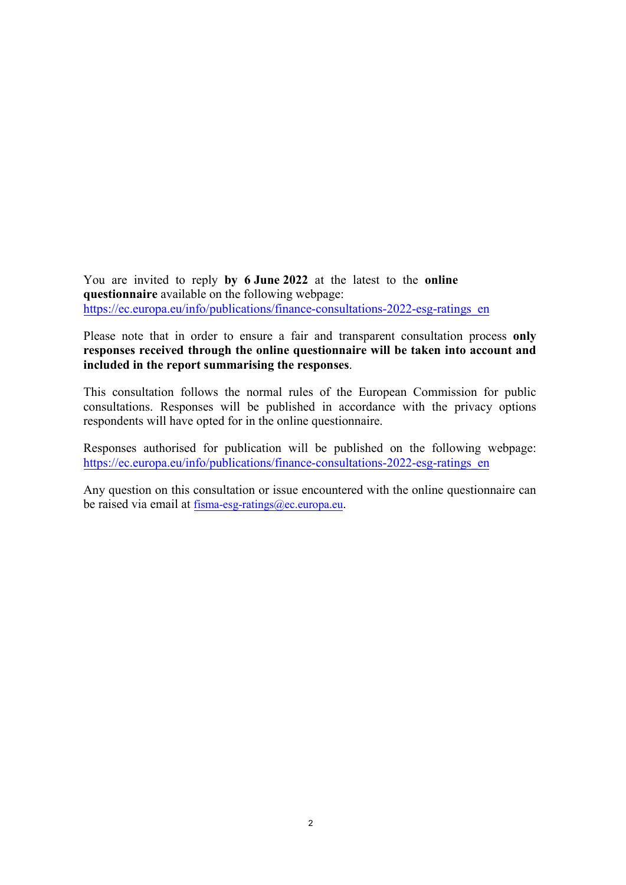You are invited to reply **by 6 June 2022** at the latest to the **online questionnaire** available on the following webpage: https://ec.europa.eu/info/publications/finance-consultations-2022-esg-ratings_en

Please note that in order to ensure a fair and transparent consultation process **only responses received through the online questionnaire will be taken into account and included in the report summarising the responses**.

This consultation follows the normal rules of the European Commission for public consultations. Responses will be published in accordance with the privacy options respondents will have opted for in the online questionnaire.

Responses authorised for publication will be published on the following webpage: https://ec.europa.eu/info/publications/finance-consultations-2022-esg-ratings_en

Any question on this consultation or issue encountered with the online questionnaire can be raised via email at fisma-esg-ratings@ec.europa.eu.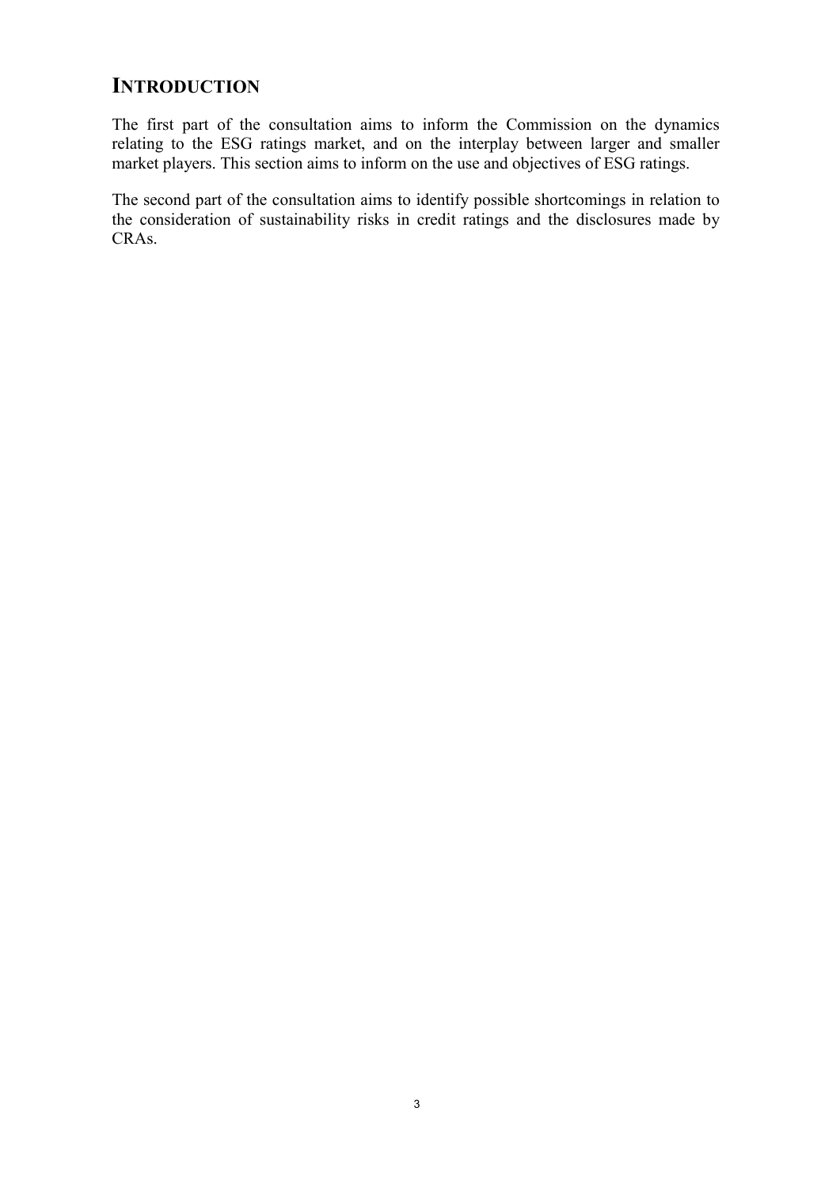# INTRODUCTION

The first part of the consultation aims to inform the Commission on the dynamics relating to the ESG ratings market, and on the interplay between larger and smaller market players. This section aims to inform on the use and objectives of ESG ratings.

The second part of the consultation aims to identify possible shortcomings in relation to the consideration of sustainability risks in credit ratings and the disclosures made by CRAs.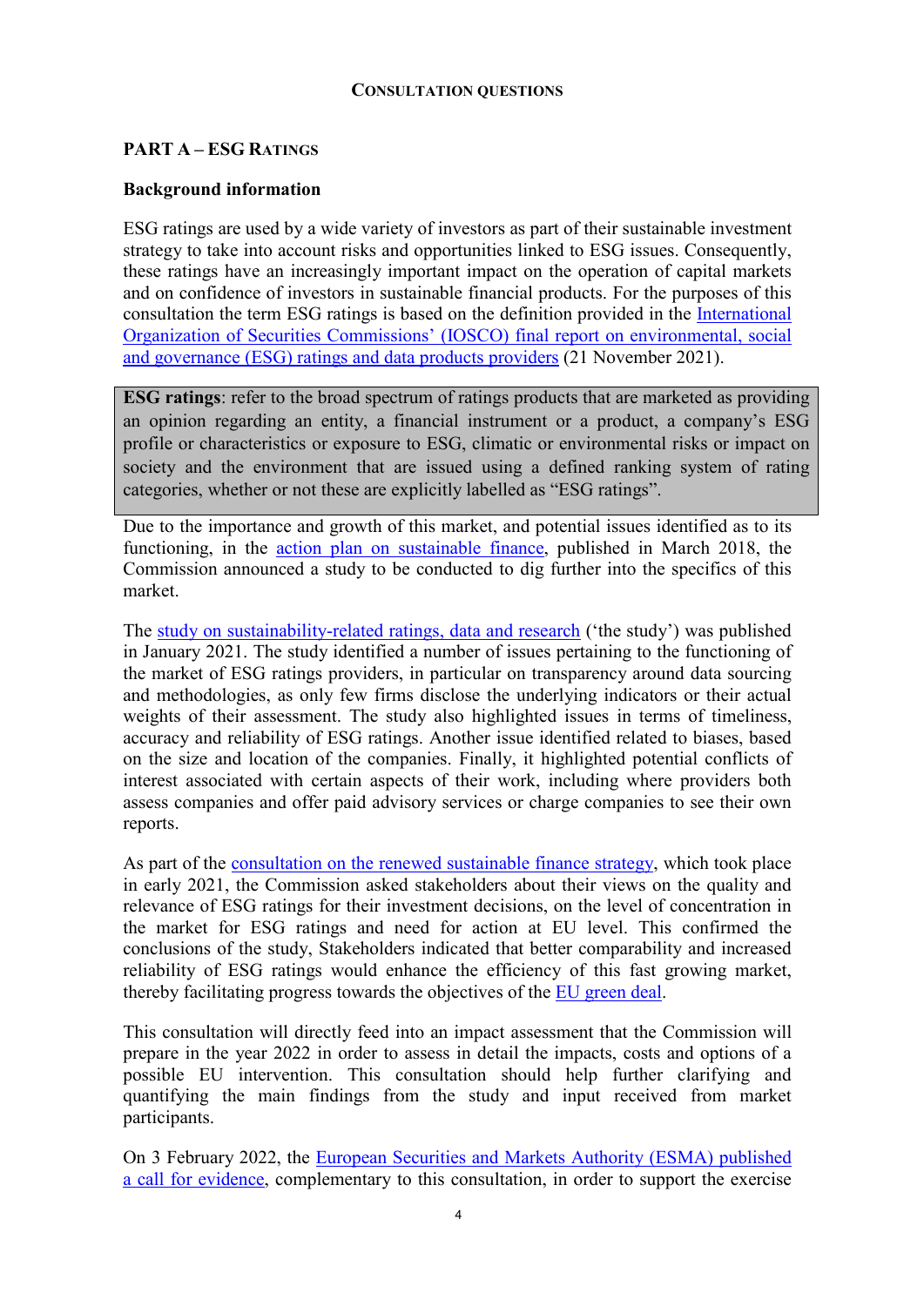**CONSULTATION QUESTIONS**

## PART A – ESG RATINGS

### Background information

ESG ratings are used by a wide variety of investors as part of their sustainable investment strategy to take into account risks and opportunities linked to ESG issues. Consequently, these ratings have an increasingly important impact on the operation of capital markets and on confidence of investors in sustainable financial products. For the purposes of this consultation the term ESG ratings is based on the definition provided in the International Organization of Securities Commissions' (IOSCO) final report on environmental, social and governance (ESG) ratings and data products providers (21 November 2021).

> **ESG ratings**: refer to the broad spectrum of ratings products that are marketed as providing an opinion regarding an entity, a financial instrument or a product, a company's ESG profile or characteristics or exposure to ESG, climatic or environmental risks or impact on society and the environment that are issued using a defined ranking system of rating categories, whether or not these are explicitly labelled as "ESG ratings".

Due to the importance and growth of this market, and potential issues identified as to its functioning, in the action plan on sustainable finance, published in March 2018, the Commission announced a study to be conducted to dig further into the specifics of this market.

The study on sustainability-related ratings, data and research ('the study') was published in January 2021. The study identified a number of issues pertaining to the functioning of the market of ESG ratings providers, in particular on transparency around data sourcing and methodologies, as only few firms disclose the underlying indicators or their actual weights of their assessment. The study also highlighted issues in terms of timeliness, accuracy and reliability of ESG ratings. Another issue identified related to biases, based on the size and location of the companies. Finally, it highlighted potential conflicts of interest associated with certain aspects of their work, including where providers both assess companies and offer paid advisory services or charge companies to see their own reports.

As part of the consultation on the renewed sustainable finance strategy, which took place in early 2021, the Commission asked stakeholders about their views on the quality and relevance of ESG ratings for their investment decisions, on the level of concentration in the market for ESG ratings and need for action at EU level. This confirmed the conclusions of the study, Stakeholders indicated that better comparability and increased reliability of ESG ratings would enhance the efficiency of this fast growing market, thereby facilitating progress towards the objectives of the EU green deal.

This consultation will directly feed into an impact assessment that the Commission will prepare in the year 2022 in order to assess in detail the impacts, costs and options of a possible EU intervention. This consultation should help further clarifying and quantifying the main findings from the study and input received from market participants.

On 3 February 2022, the European Securities and Markets Authority (ESMA) published a call for evidence, complementary to this consultation, in order to support the exercise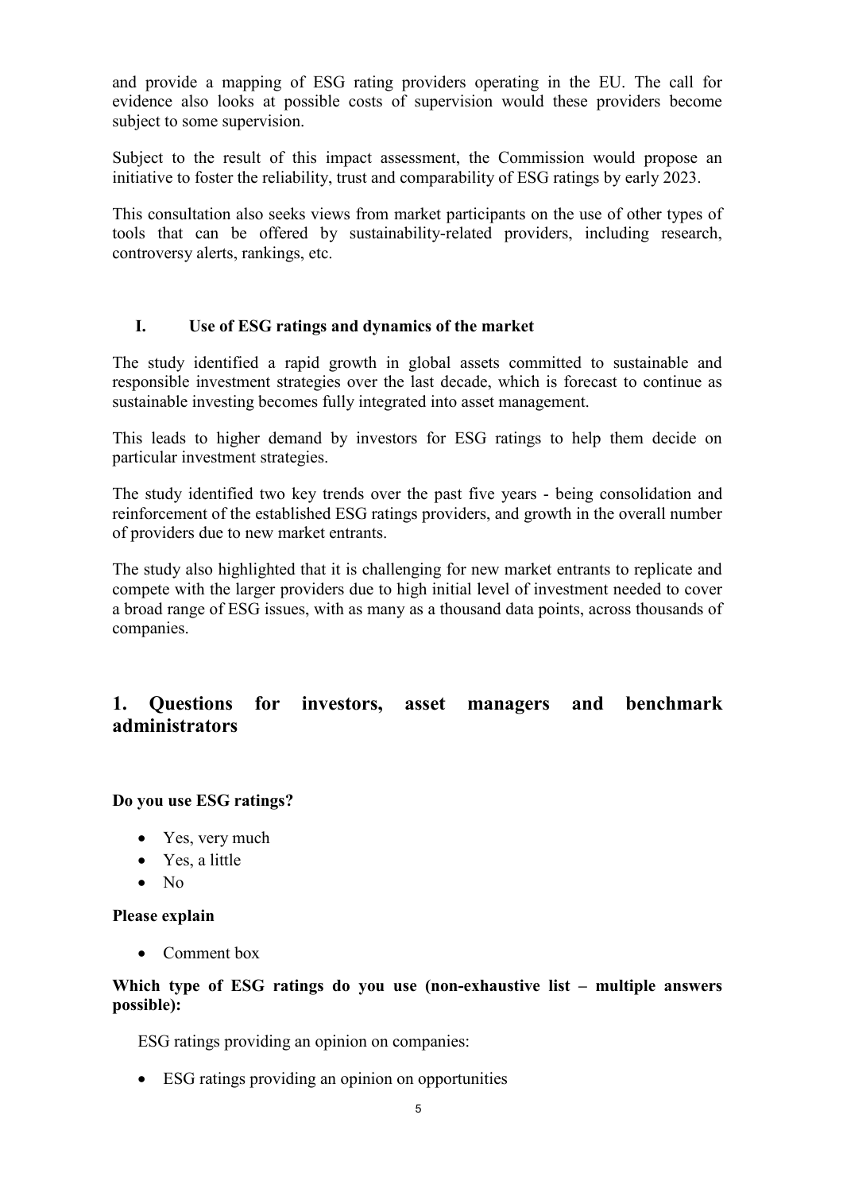and provide a mapping of ESG rating providers operating in the EU. The call for evidence also looks at possible costs of supervision would these providers become subject to some supervision.

Subject to the result of this impact assessment, the Commission would propose an initiative to foster the reliability, trust and comparability of ESG ratings by early 2023.

This consultation also seeks views from market participants on the use of other types of tools that can be offered by sustainability-related providers, including research, controversy alerts, rankings, etc.

### I. Use of ESG ratings and dynamics of the market

The study identified a rapid growth in global assets committed to sustainable and responsible investment strategies over the last decade, which is forecast to continue as sustainable investing becomes fully integrated into asset management.

This leads to higher demand by investors for ESG ratings to help them decide on particular investment strategies.

The study identified two key trends over the past five years - being consolidation and reinforcement of the established ESG ratings providers, and growth in the overall number of providers due to new market entrants.

The study also highlighted that it is challenging for new market entrants to replicate and compete with the larger providers due to high initial level of investment needed to cover a broad range of ESG issues, with as many as a thousand data points, across thousands of companies.

## 1. Questions for investors, asset managers and benchmark administrators

**Do you use ESG ratings?**

- Yes, very much
- Yes, a little
- No

**Please explain**

- Comment box

**Which type of ESG ratings do you use (non-exhaustive list – multiple answers possible):**

ESG ratings providing an opinion on companies:

- ESG ratings providing an opinion on opportunities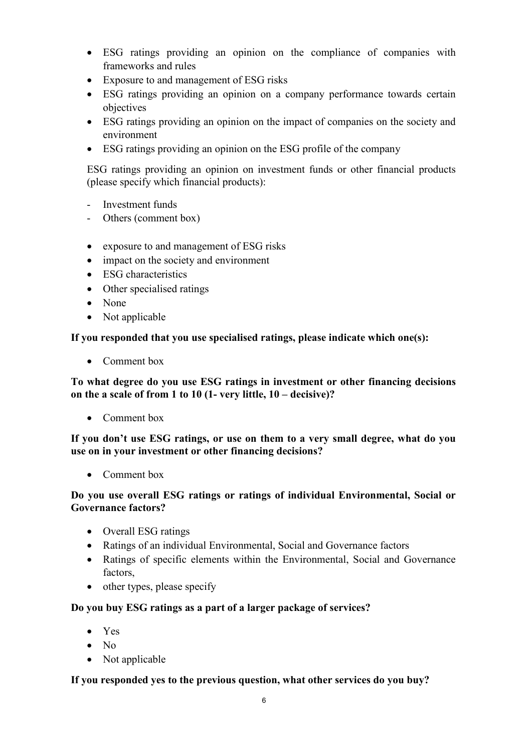- ESG ratings providing an opinion on the compliance of companies with frameworks and rules
- Exposure to and management of ESG risks
- ESG ratings providing an opinion on a company performance towards certain objectives
- ESG ratings providing an opinion on the impact of companies on the society and environment
- ESG ratings providing an opinion on the ESG profile of the company

ESG ratings providing an opinion on investment funds or other financial products (please specify which financial products):

- Investment funds
- Others (comment box)

- exposure to and management of ESG risks
- impact on the society and environment
- ESG characteristics
- Other specialised ratings
- None
- Not applicable

**If you responded that you use specialised ratings, please indicate which one(s):**

- Comment box

**To what degree do you use ESG ratings in investment or other financing decisions on the a scale of from 1 to 10 (1- very little, 10 – decisive)?**

- Comment box

**If you don't use ESG ratings, or use on them to a very small degree, what do you use on in your investment or other financing decisions?**

- Comment box

**Do you use overall ESG ratings or ratings of individual Environmental, Social or Governance factors?**

- Overall ESG ratings
- Ratings of an individual Environmental, Social and Governance factors
- Ratings of specific elements within the Environmental, Social and Governance factors,
- other types, please specify

**Do you buy ESG ratings as a part of a larger package of services?**

- Yes
- No
- Not applicable

**If you responded yes to the previous question, what other services do you buy?**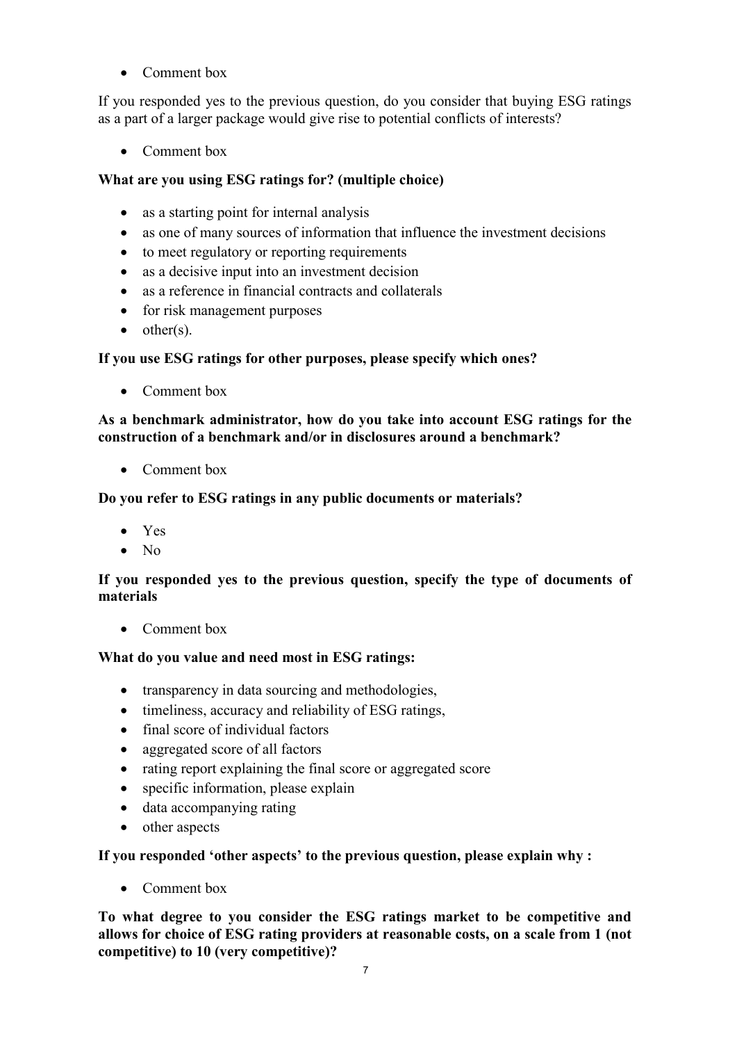- Comment box

If you responded yes to the previous question, do you consider that buying ESG ratings as a part of a larger package would give rise to potential conflicts of interests?

- Comment box

**What are you using ESG ratings for? (multiple choice)**

- as a starting point for internal analysis
- as one of many sources of information that influence the investment decisions
- to meet regulatory or reporting requirements
- as a decisive input into an investment decision
- as a reference in financial contracts and collaterals
- for risk management purposes
- other(s).

**If you use ESG ratings for other purposes, please specify which ones?**

- Comment box

**As a benchmark administrator, how do you take into account ESG ratings for the construction of a benchmark and/or in disclosures around a benchmark?**

- Comment box

**Do you refer to ESG ratings in any public documents or materials?**

- Yes
- No

**If you responded yes to the previous question, specify the type of documents of materials**

- Comment box

**What do you value and need most in ESG ratings:**

- transparency in data sourcing and methodologies,
- timeliness, accuracy and reliability of ESG ratings,
- final score of individual factors
- aggregated score of all factors
- rating report explaining the final score or aggregated score
- specific information, please explain
- data accompanying rating
- other aspects

**If you responded 'other aspects' to the previous question, please explain why :**

- Comment box

**To what degree to you consider the ESG ratings market to be competitive and allows for choice of ESG rating providers at reasonable costs, on a scale from 1 (not competitive) to 10 (very competitive)?**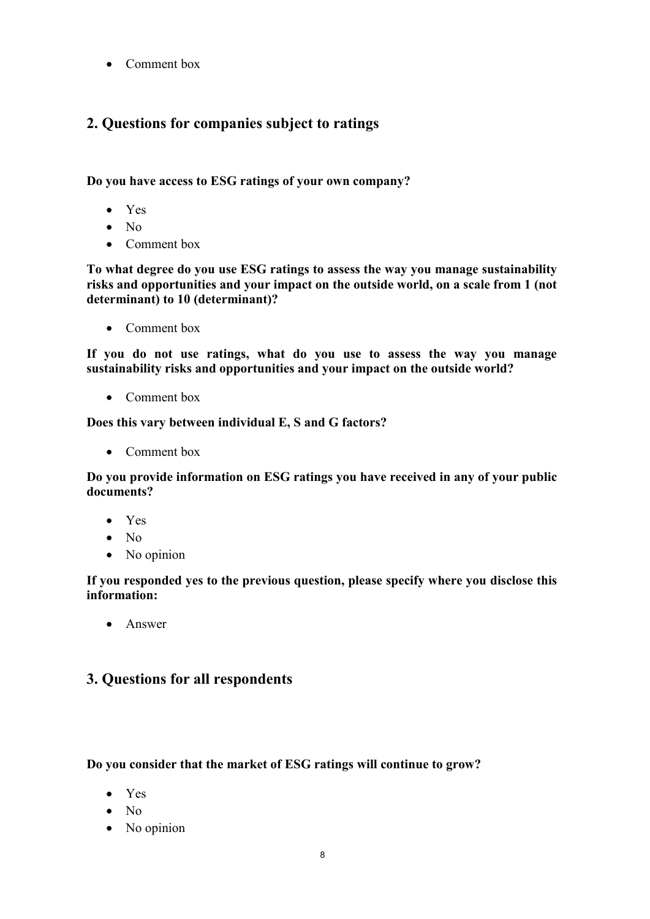- Comment box

## 2. Questions for companies subject to ratings

**Do you have access to ESG ratings of your own company?**

- Yes
- No
- Comment box

**To what degree do you use ESG ratings to assess the way you manage sustainability risks and opportunities and your impact on the outside world, on a scale from 1 (not determinant) to 10 (determinant)?**

- Comment box

**If you do not use ratings, what do you use to assess the way you manage sustainability risks and opportunities and your impact on the outside world?**

- Comment box

**Does this vary between individual E, S and G factors?**

- Comment box

**Do you provide information on ESG ratings you have received in any of your public documents?**

- Yes
- No
- No opinion

**If you responded yes to the previous question, please specify where you disclose this information:**

- Answer

## 3. Questions for all respondents

**Do you consider that the market of ESG ratings will continue to grow?**

- Yes
- No
- No opinion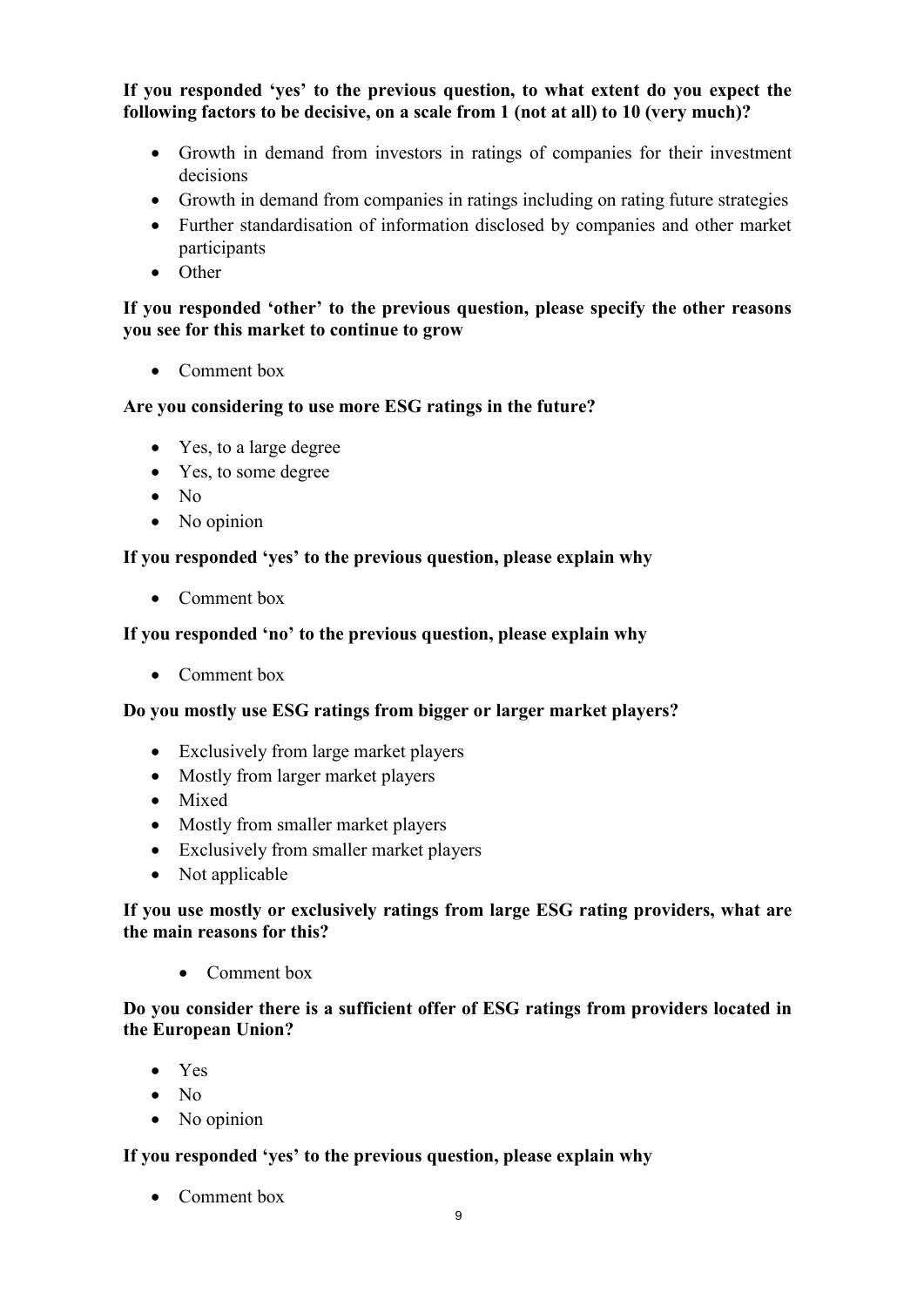**If you responded 'yes' to the previous question, to what extent do you expect the following factors to be decisive, on a scale from 1 (not at all) to 10 (very much)?**

- Growth in demand from investors in ratings of companies for their investment decisions
- Growth in demand from companies in ratings including on rating future strategies
- Further standardisation of information disclosed by companies and other market participants
- Other

**If you responded 'other' to the previous question, please specify the other reasons you see for this market to continue to grow**

- Comment box

**Are you considering to use more ESG ratings in the future?**

- Yes, to a large degree
- Yes, to some degree
- No
- No opinion

**If you responded 'yes' to the previous question, please explain why**

- Comment box

**If you responded 'no' to the previous question, please explain why**

- Comment box

**Do you mostly use ESG ratings from bigger or larger market players?**

- Exclusively from large market players
- Mostly from larger market players
- Mixed
- Mostly from smaller market players
- Exclusively from smaller market players
- Not applicable

**If you use mostly or exclusively ratings from large ESG rating providers, what are the main reasons for this?**

- Comment box

**Do you consider there is a sufficient offer of ESG ratings from providers located in the European Union?**

- Yes
- No
- No opinion

**If you responded 'yes' to the previous question, please explain why**

- Comment box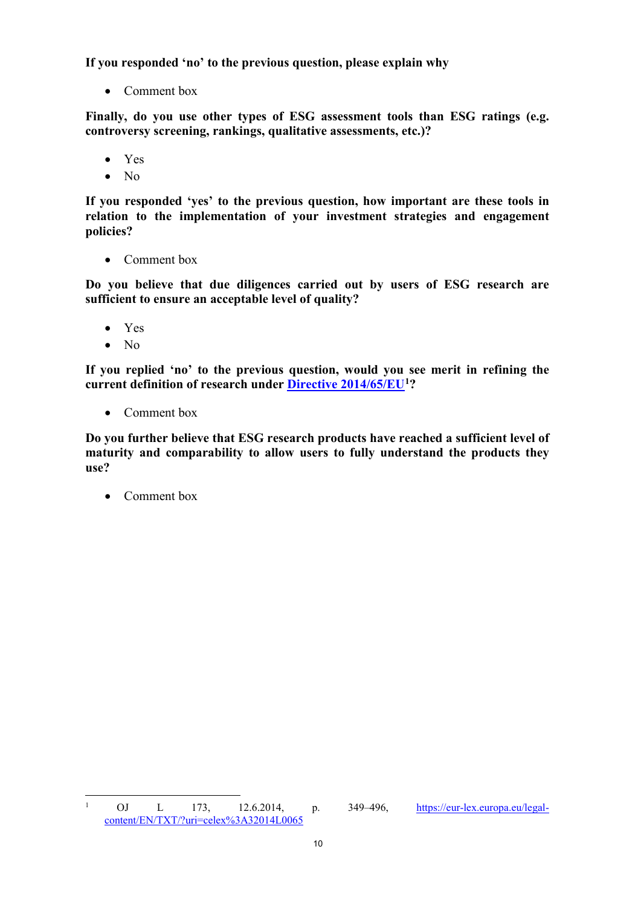**If you responded 'no' to the previous question, please explain why**

- Comment box

**Finally, do you use other types of ESG assessment tools than ESG ratings (e.g. controversy screening, rankings, qualitative assessments, etc.)?**

- Yes
- No

**If you responded 'yes' to the previous question, how important are these tools in relation to the implementation of your investment strategies and engagement policies?**

- Comment box

**Do you believe that due diligences carried out by users of ESG research are sufficient to ensure an acceptable level of quality?**

- Yes
- No

**If you replied 'no' to the previous question, would you see merit in refining the current definition of research under [Directive 2014/65/EU](https://eur-lex.europa.eu/legal-content/EN/TXT/?uri=celex%3A32014L0065)[1]?**

- Comment box

**Do you further believe that ESG research products have reached a sufficient level of maturity and comparability to allow users to fully understand the products they use?**

- Comment box

---

[1] OJ L 173, 12.6.2014, p. 349–496, https://eur-lex.europa.eu/legal-content/EN/TXT/?uri=celex%3A32014L0065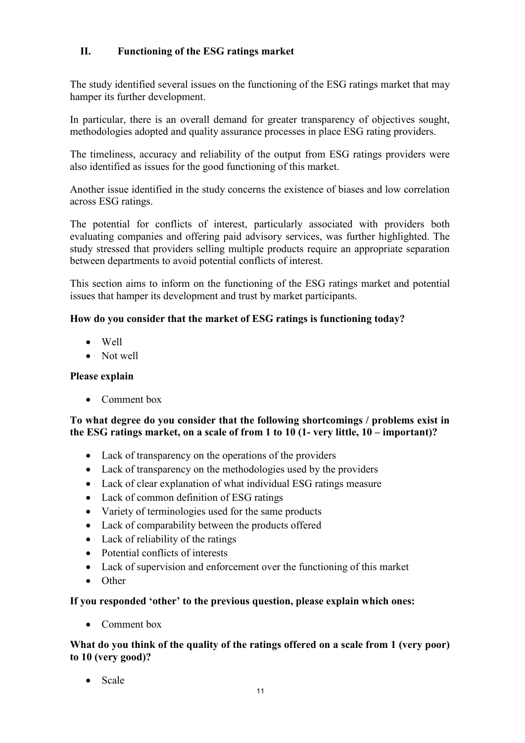## II. Functioning of the ESG ratings market

The study identified several issues on the functioning of the ESG ratings market that may hamper its further development.

In particular, there is an overall demand for greater transparency of objectives sought, methodologies adopted and quality assurance processes in place ESG rating providers.

The timeliness, accuracy and reliability of the output from ESG ratings providers were also identified as issues for the good functioning of this market.

Another issue identified in the study concerns the existence of biases and low correlation across ESG ratings.

The potential for conflicts of interest, particularly associated with providers both evaluating companies and offering paid advisory services, was further highlighted. The study stressed that providers selling multiple products require an appropriate separation between departments to avoid potential conflicts of interest.

This section aims to inform on the functioning of the ESG ratings market and potential issues that hamper its development and trust by market participants.

**How do you consider that the market of ESG ratings is functioning today?**

- Well
- Not well

**Please explain**

- Comment box

**To what degree do you consider that the following shortcomings / problems exist in the ESG ratings market, on a scale of from 1 to 10 (1- very little, 10 – important)?**

- Lack of transparency on the operations of the providers
- Lack of transparency on the methodologies used by the providers
- Lack of clear explanation of what individual ESG ratings measure
- Lack of common definition of ESG ratings
- Variety of terminologies used for the same products
- Lack of comparability between the products offered
- Lack of reliability of the ratings
- Potential conflicts of interests
- Lack of supervision and enforcement over the functioning of this market
- Other

**If you responded 'other' to the previous question, please explain which ones:**

- Comment box

**What do you think of the quality of the ratings offered on a scale from 1 (very poor) to 10 (very good)?**

- Scale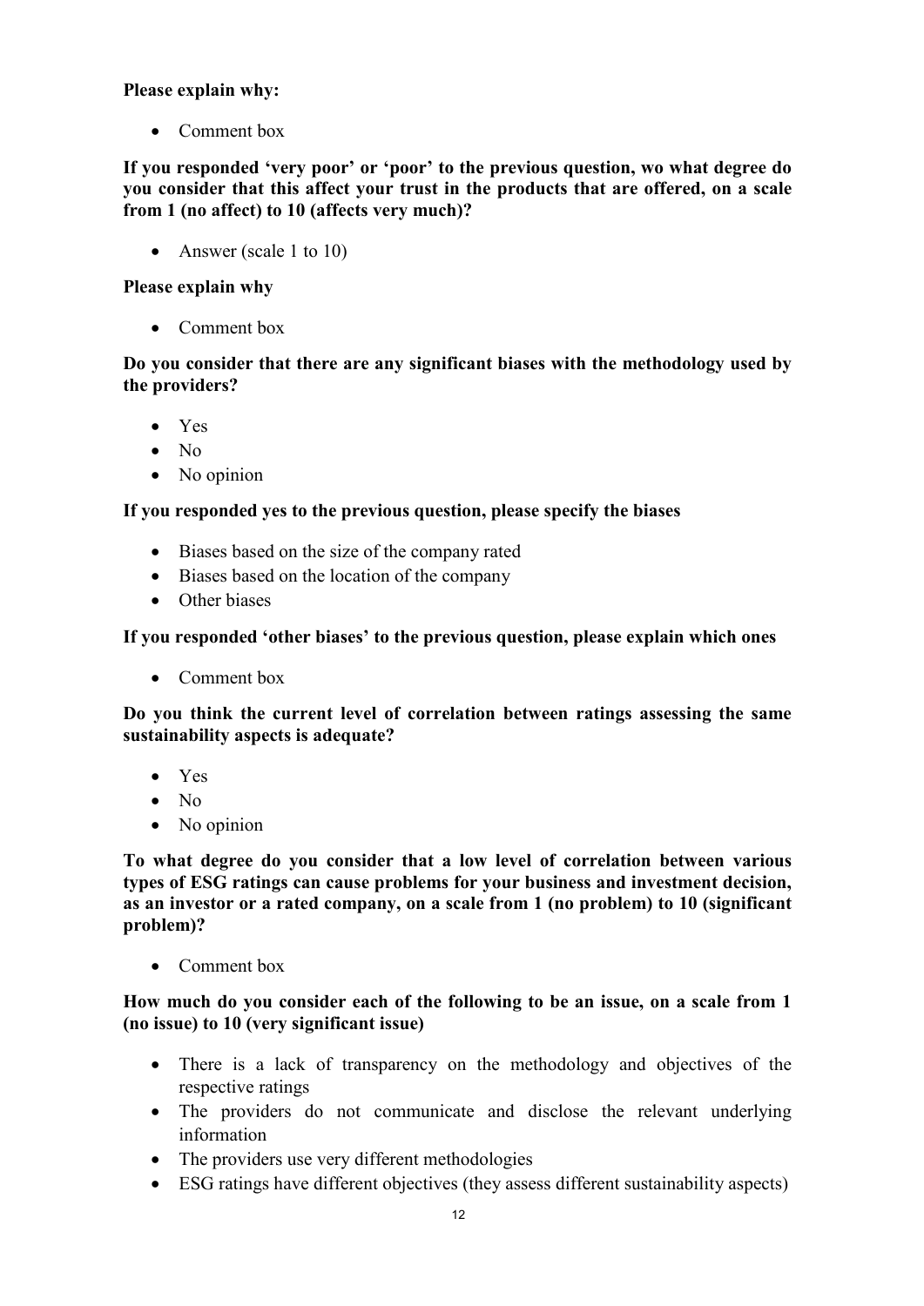**Please explain why:**

- Comment box

**If you responded 'very poor' or 'poor' to the previous question, wo what degree do you consider that this affect your trust in the products that are offered, on a scale from 1 (no affect) to 10 (affects very much)?**

- Answer (scale 1 to 10)

**Please explain why**

- Comment box

**Do you consider that there are any significant biases with the methodology used by the providers?**

- Yes
- No
- No opinion

**If you responded yes to the previous question, please specify the biases**

- Biases based on the size of the company rated
- Biases based on the location of the company
- Other biases

**If you responded 'other biases' to the previous question, please explain which ones**

- Comment box

**Do you think the current level of correlation between ratings assessing the same sustainability aspects is adequate?**

- Yes
- No
- No opinion

**To what degree do you consider that a low level of correlation between various types of ESG ratings can cause problems for your business and investment decision, as an investor or a rated company, on a scale from 1 (no problem) to 10 (significant problem)?**

- Comment box

**How much do you consider each of the following to be an issue, on a scale from 1 (no issue) to 10 (very significant issue)**

- There is a lack of transparency on the methodology and objectives of the respective ratings
- The providers do not communicate and disclose the relevant underlying information
- The providers use very different methodologies
- ESG ratings have different objectives (they assess different sustainability aspects)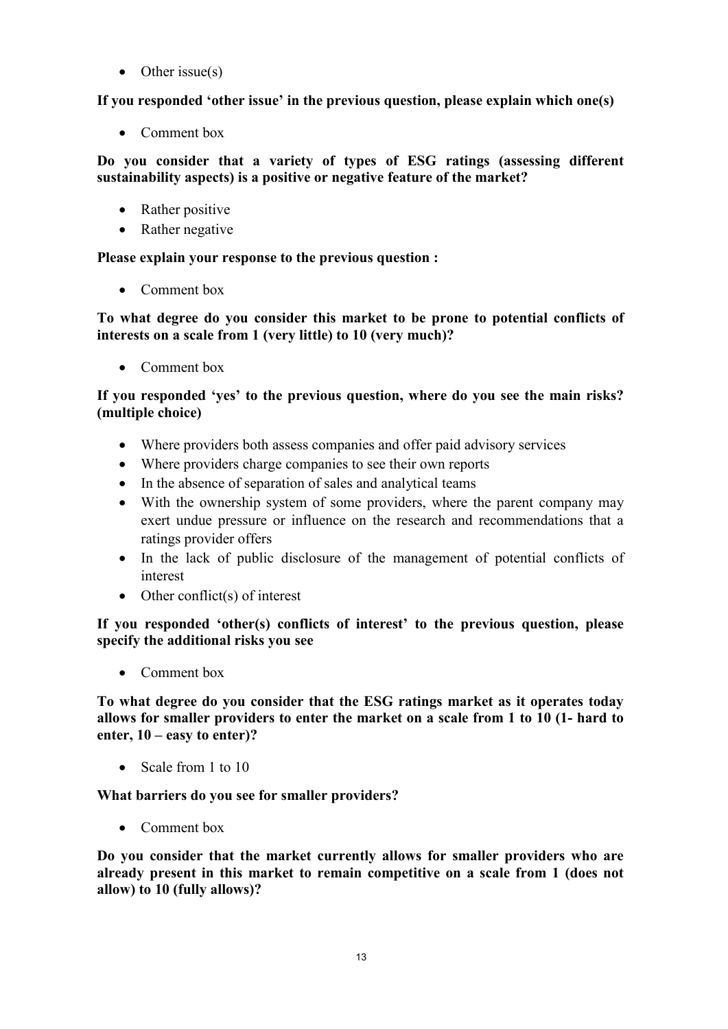- Other issue(s)

**If you responded 'other issue' in the previous question, please explain which one(s)**

- Comment box

**Do you consider that a variety of types of ESG ratings (assessing different sustainability aspects) is a positive or negative feature of the market?**

- Rather positive
- Rather negative

**Please explain your response to the previous question :**

- Comment box

**To what degree do you consider this market to be prone to potential conflicts of interests on a scale from 1 (very little) to 10 (very much)?**

- Comment box

**If you responded 'yes' to the previous question, where do you see the main risks? (multiple choice)**

- Where providers both assess companies and offer paid advisory services
- Where providers charge companies to see their own reports
- In the absence of separation of sales and analytical teams
- With the ownership system of some providers, where the parent company may exert undue pressure or influence on the research and recommendations that a ratings provider offers
- In the lack of public disclosure of the management of potential conflicts of interest
- Other conflict(s) of interest

**If you responded 'other(s) conflicts of interest' to the previous question, please specify the additional risks you see**

- Comment box

**To what degree do you consider that the ESG ratings market as it operates today allows for smaller providers to enter the market on a scale from 1 to 10 (1- hard to enter, 10 – easy to enter)?**

- Scale from 1 to 10

**What barriers do you see for smaller providers?**

- Comment box

**Do you consider that the market currently allows for smaller providers who are already present in this market to remain competitive on a scale from 1 (does not allow) to 10 (fully allows)?**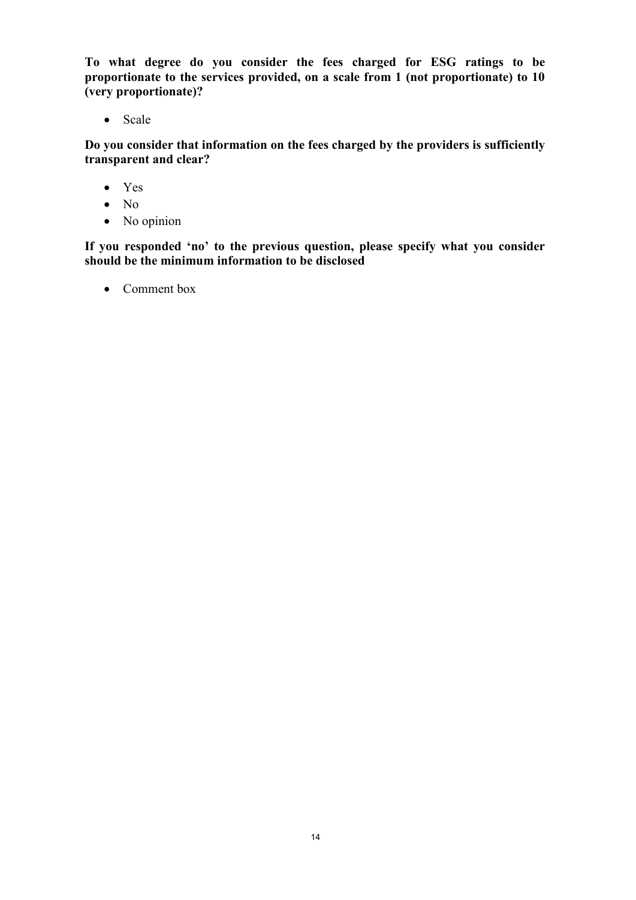**To what degree do you consider the fees charged for ESG ratings to be proportionate to the services provided, on a scale from 1 (not proportionate) to 10 (very proportionate)?**

- Scale

**Do you consider that information on the fees charged by the providers is sufficiently transparent and clear?**

- Yes
- No
- No opinion

**If you responded 'no' to the previous question, please specify what you consider should be the minimum information to be disclosed**

- Comment box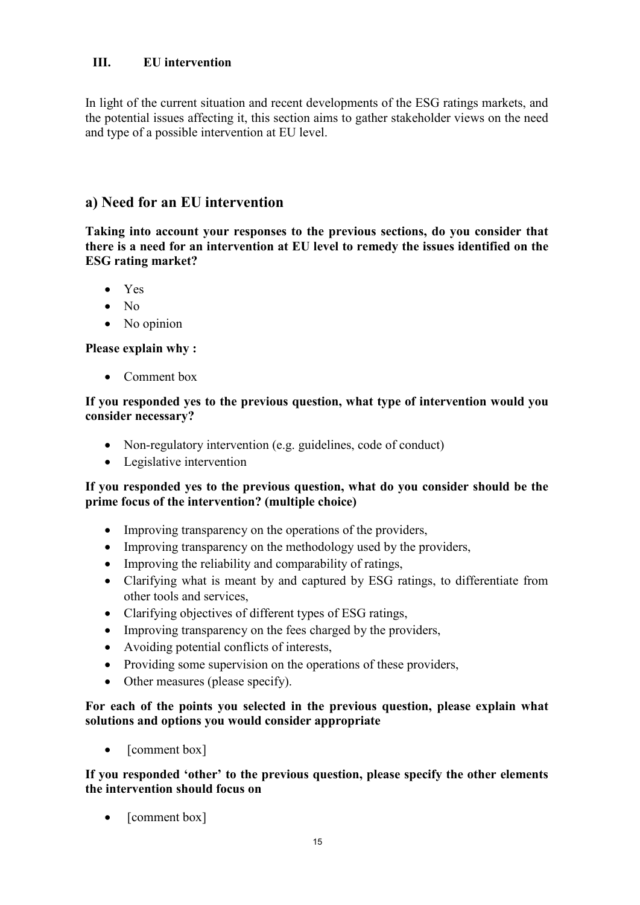## III. EU intervention

In light of the current situation and recent developments of the ESG ratings markets, and the potential issues affecting it, this section aims to gather stakeholder views on the need and type of a possible intervention at EU level.

## a) Need for an EU intervention

**Taking into account your responses to the previous sections, do you consider that there is a need for an intervention at EU level to remedy the issues identified on the ESG rating market?**

- Yes
- No
- No opinion

**Please explain why :**

- Comment box

**If you responded yes to the previous question, what type of intervention would you consider necessary?**

- Non-regulatory intervention (e.g. guidelines, code of conduct)
- Legislative intervention

**If you responded yes to the previous question, what do you consider should be the prime focus of the intervention? (multiple choice)**

- Improving transparency on the operations of the providers,
- Improving transparency on the methodology used by the providers,
- Improving the reliability and comparability of ratings,
- Clarifying what is meant by and captured by ESG ratings, to differentiate from other tools and services,
- Clarifying objectives of different types of ESG ratings,
- Improving transparency on the fees charged by the providers,
- Avoiding potential conflicts of interests,
- Providing some supervision on the operations of these providers,
- Other measures (please specify).

**For each of the points you selected in the previous question, please explain what solutions and options you would consider appropriate**

- [comment box]

**If you responded 'other' to the previous question, please specify the other elements the intervention should focus on**

- [comment box]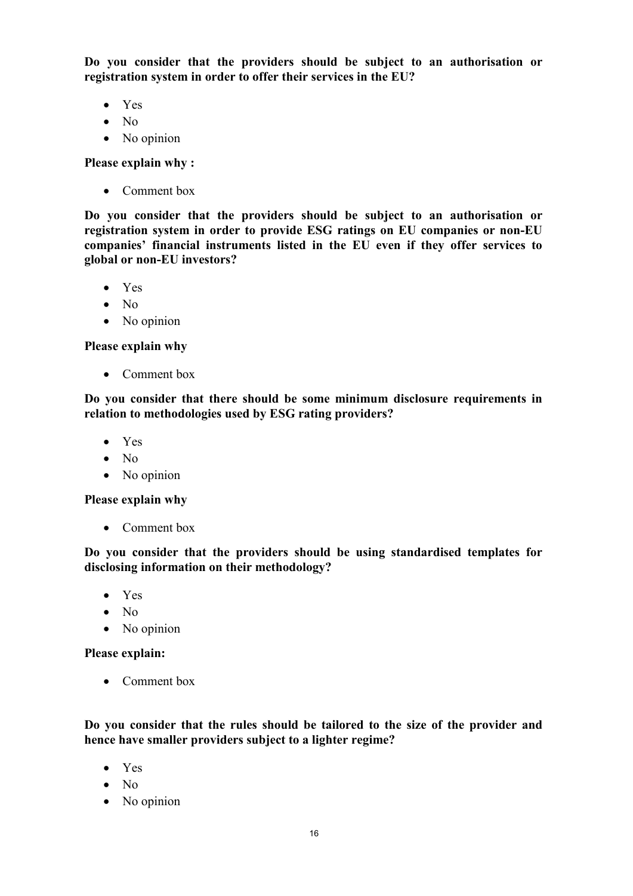**Do you consider that the providers should be subject to an authorisation or registration system in order to offer their services in the EU?**

- Yes
- No
- No opinion

**Please explain why :**

- Comment box

**Do you consider that the providers should be subject to an authorisation or registration system in order to provide ESG ratings on EU companies or non-EU companies' financial instruments listed in the EU even if they offer services to global or non-EU investors?**

- Yes
- No
- No opinion

**Please explain why**

- Comment box

**Do you consider that there should be some minimum disclosure requirements in relation to methodologies used by ESG rating providers?**

- Yes
- No
- No opinion

**Please explain why**

- Comment box

**Do you consider that the providers should be using standardised templates for disclosing information on their methodology?**

- Yes
- No
- No opinion

**Please explain:**

- Comment box

**Do you consider that the rules should be tailored to the size of the provider and hence have smaller providers subject to a lighter regime?**

- Yes
- No
- No opinion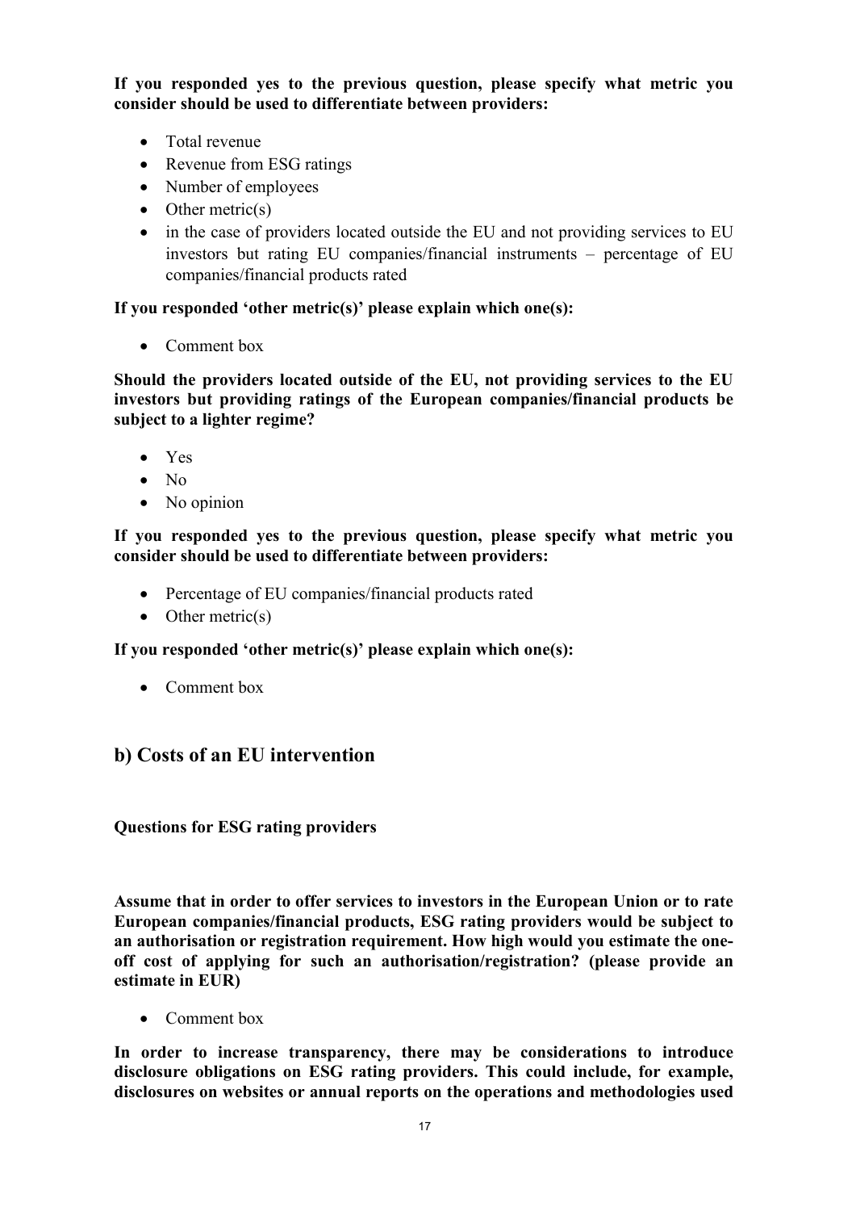**If you responded yes to the previous question, please specify what metric you consider should be used to differentiate between providers:**

- Total revenue
- Revenue from ESG ratings
- Number of employees
- Other metric(s)
- in the case of providers located outside the EU and not providing services to EU investors but rating EU companies/financial instruments – percentage of EU companies/financial products rated

**If you responded 'other metric(s)' please explain which one(s):**

- Comment box

**Should the providers located outside of the EU, not providing services to the EU investors but providing ratings of the European companies/financial products be subject to a lighter regime?**

- Yes
- No
- No opinion

**If you responded yes to the previous question, please specify what metric you consider should be used to differentiate between providers:**

- Percentage of EU companies/financial products rated
- Other metric(s)

**If you responded 'other metric(s)' please explain which one(s):**

- Comment box

## b) Costs of an EU intervention

**Questions for ESG rating providers**

**Assume that in order to offer services to investors in the European Union or to rate European companies/financial products, ESG rating providers would be subject to an authorisation or registration requirement. How high would you estimate the one-off cost of applying for such an authorisation/registration? (please provide an estimate in EUR)**

- Comment box

**In order to increase transparency, there may be considerations to introduce disclosure obligations on ESG rating providers. This could include, for example, disclosures on websites or annual reports on the operations and methodologies used**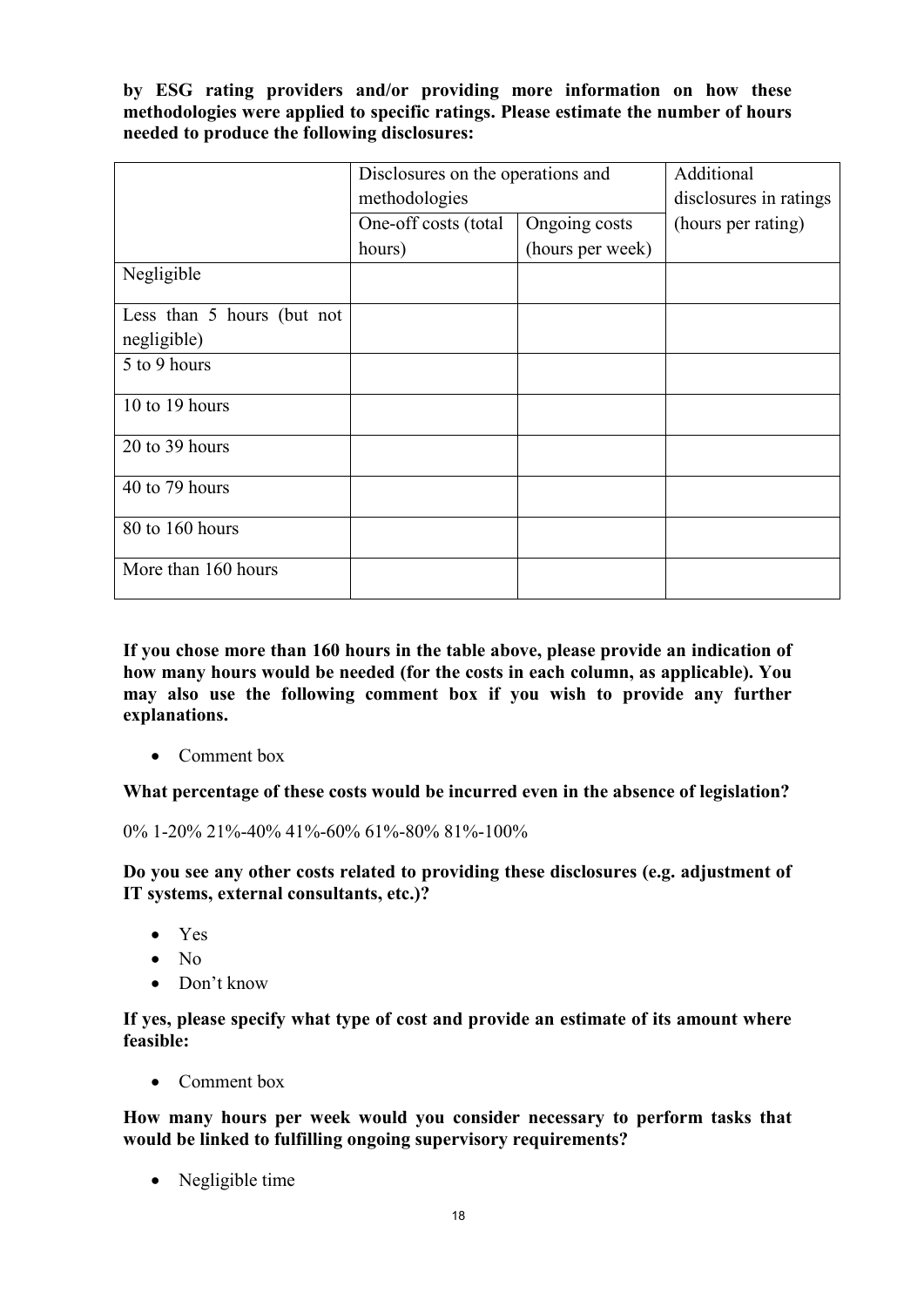**by ESG rating providers and/or providing more information on how these methodologies were applied to specific ratings. Please estimate the number of hours needed to produce the following disclosures:**

| | Disclosures on the operations and methodologies | | Additional disclosures in ratings |
|---|---|---|---|
| | One-off costs (total hours) | Ongoing costs (hours per week) | (hours per rating) |
| Negligible | | | |
| Less than 5 hours (but not negligible) | | | |
| 5 to 9 hours | | | |
| 10 to 19 hours | | | |
| 20 to 39 hours | | | |
| 40 to 79 hours | | | |
| 80 to 160 hours | | | |
| More than 160 hours | | | |

**If you chose more than 160 hours in the table above, please provide an indication of how many hours would be needed (for the costs in each column, as applicable). You may also use the following comment box if you wish to provide any further explanations.**

- Comment box

**What percentage of these costs would be incurred even in the absence of legislation?**

0% 1-20% 21%-40% 41%-60% 61%-80% 81%-100%

**Do you see any other costs related to providing these disclosures (e.g. adjustment of IT systems, external consultants, etc.)?**

- Yes
- No
- Don't know

**If yes, please specify what type of cost and provide an estimate of its amount where feasible:**

- Comment box

**How many hours per week would you consider necessary to perform tasks that would be linked to fulfilling ongoing supervisory requirements?**

- Negligible time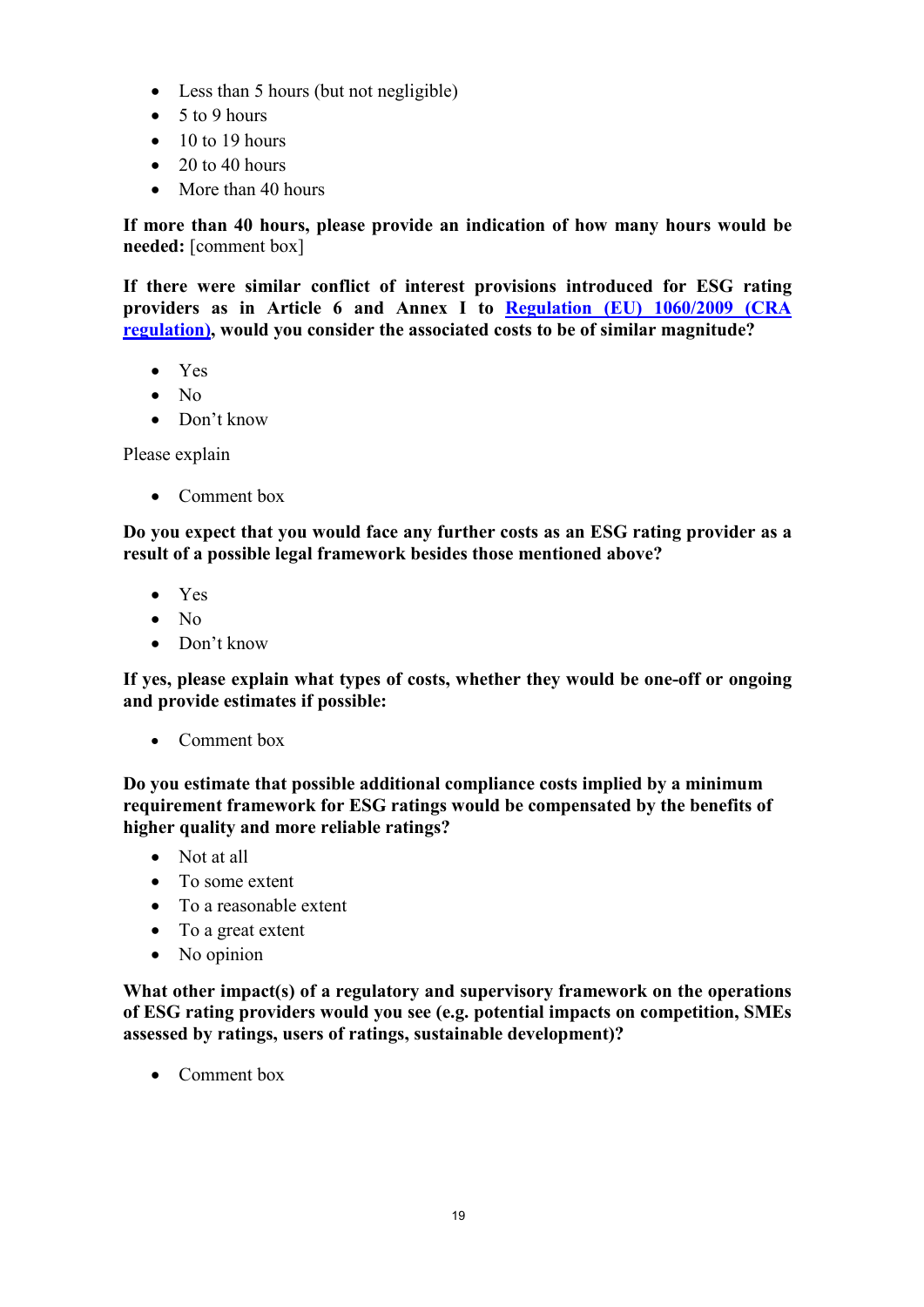- Less than 5 hours (but not negligible)
- 5 to 9 hours
- 10 to 19 hours
- 20 to 40 hours
- More than 40 hours

**If more than 40 hours, please provide an indication of how many hours would be needed:** [comment box]

**If there were similar conflict of interest provisions introduced for ESG rating providers as in Article 6 and Annex I to [Regulation (EU) 1060/2009 (CRA regulation)](), would you consider the associated costs to be of similar magnitude?**

- Yes
- No
- Don't know

Please explain

- Comment box

**Do you expect that you would face any further costs as an ESG rating provider as a result of a possible legal framework besides those mentioned above?**

- Yes
- No
- Don't know

**If yes, please explain what types of costs, whether they would be one-off or ongoing and provide estimates if possible:**

- Comment box

**Do you estimate that possible additional compliance costs implied by a minimum requirement framework for ESG ratings would be compensated by the benefits of higher quality and more reliable ratings?**

- Not at all
- To some extent
- To a reasonable extent
- To a great extent
- No opinion

**What other impact(s) of a regulatory and supervisory framework on the operations of ESG rating providers would you see (e.g. potential impacts on competition, SMEs assessed by ratings, users of ratings, sustainable development)?**

- Comment box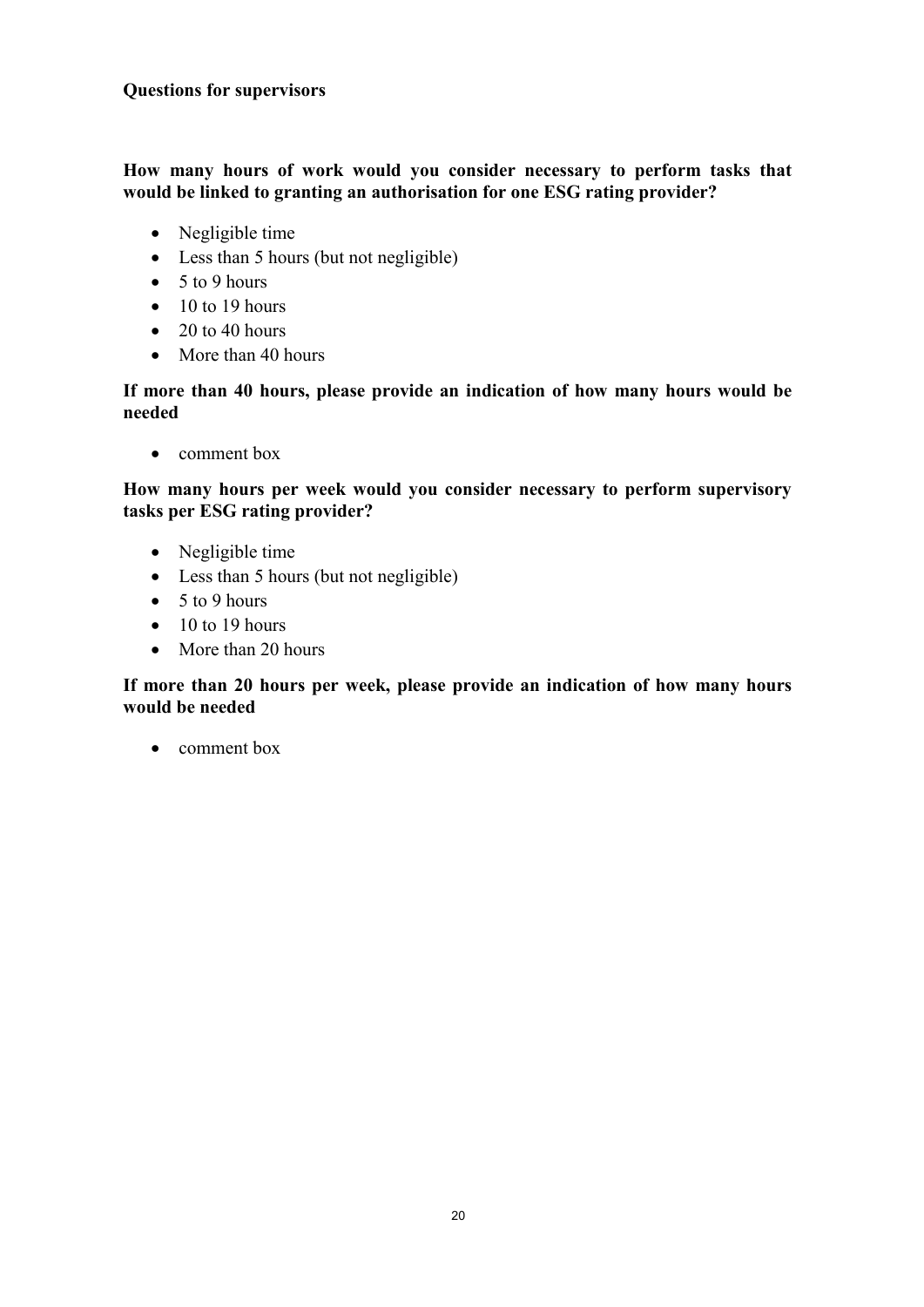**Questions for supervisors**

**How many hours of work would you consider necessary to perform tasks that would be linked to granting an authorisation for one ESG rating provider?**

- Negligible time
- Less than 5 hours (but not negligible)
- 5 to 9 hours
- 10 to 19 hours
- 20 to 40 hours
- More than 40 hours

**If more than 40 hours, please provide an indication of how many hours would be needed**

- comment box

**How many hours per week would you consider necessary to perform supervisory tasks per ESG rating provider?**

- Negligible time
- Less than 5 hours (but not negligible)
- 5 to 9 hours
- 10 to 19 hours
- More than 20 hours

**If more than 20 hours per week, please provide an indication of how many hours would be needed**

- comment box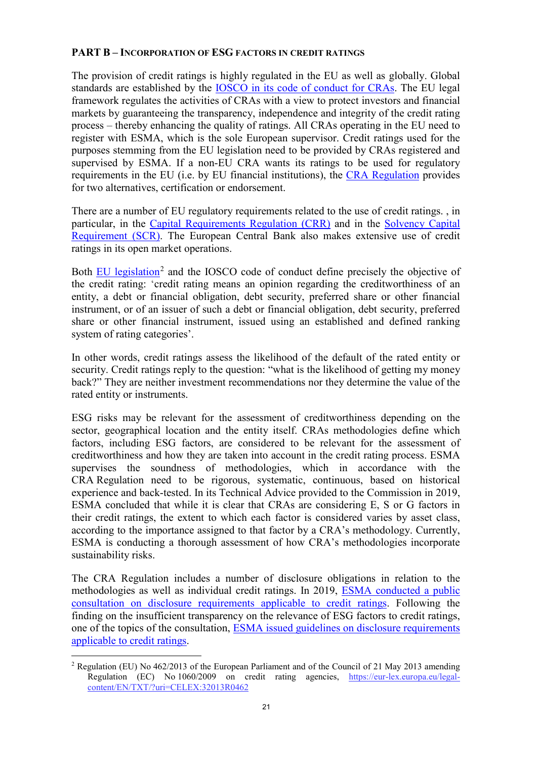## PART B – INCORPORATION OF ESG FACTORS IN CREDIT RATINGS

The provision of credit ratings is highly regulated in the EU as well as globally. Global standards are established by the IOSCO in its code of conduct for CRAs. The EU legal framework regulates the activities of CRAs with a view to protect investors and financial markets by guaranteeing the transparency, independence and integrity of the credit rating process – thereby enhancing the quality of ratings. All CRAs operating in the EU need to register with ESMA, which is the sole European supervisor. Credit ratings used for the purposes stemming from the EU legislation need to be provided by CRAs registered and supervised by ESMA. If a non-EU CRA wants its ratings to be used for regulatory requirements in the EU (i.e. by EU financial institutions), the CRA Regulation provides for two alternatives, certification or endorsement.

There are a number of EU regulatory requirements related to the use of credit ratings. , in particular, in the Capital Requirements Regulation (CRR) and in the Solvency Capital Requirement (SCR). The European Central Bank also makes extensive use of credit ratings in its open market operations.

Both EU legislation[2] and the IOSCO code of conduct define precisely the objective of the credit rating: 'credit rating means an opinion regarding the creditworthiness of an entity, a debt or financial obligation, debt security, preferred share or other financial instrument, or of an issuer of such a debt or financial obligation, debt security, preferred share or other financial instrument, issued using an established and defined ranking system of rating categories'.

In other words, credit ratings assess the likelihood of the default of the rated entity or security. Credit ratings reply to the question: "what is the likelihood of getting my money back?" They are neither investment recommendations nor they determine the value of the rated entity or instruments.

ESG risks may be relevant for the assessment of creditworthiness depending on the sector, geographical location and the entity itself. CRAs methodologies define which factors, including ESG factors, are considered to be relevant for the assessment of creditworthiness and how they are taken into account in the credit rating process. ESMA supervises the soundness of methodologies, which in accordance with the CRA Regulation need to be rigorous, systematic, continuous, based on historical experience and back-tested. In its Technical Advice provided to the Commission in 2019, ESMA concluded that while it is clear that CRAs are considering E, S or G factors in their credit ratings, the extent to which each factor is considered varies by asset class, according to the importance assigned to that factor by a CRA's methodology. Currently, ESMA is conducting a thorough assessment of how CRA's methodologies incorporate sustainability risks.

The CRA Regulation includes a number of disclosure obligations in relation to the methodologies as well as individual credit ratings. In 2019, ESMA conducted a public consultation on disclosure requirements applicable to credit ratings. Following the finding on the insufficient transparency on the relevance of ESG factors to credit ratings, one of the topics of the consultation, ESMA issued guidelines on disclosure requirements applicable to credit ratings.

---

[2] Regulation (EU) No 462/2013 of the European Parliament and of the Council of 21 May 2013 amending Regulation (EC) No 1060/2009 on credit rating agencies, https://eur-lex.europa.eu/legal-content/EN/TXT/?uri=CELEX:32013R0462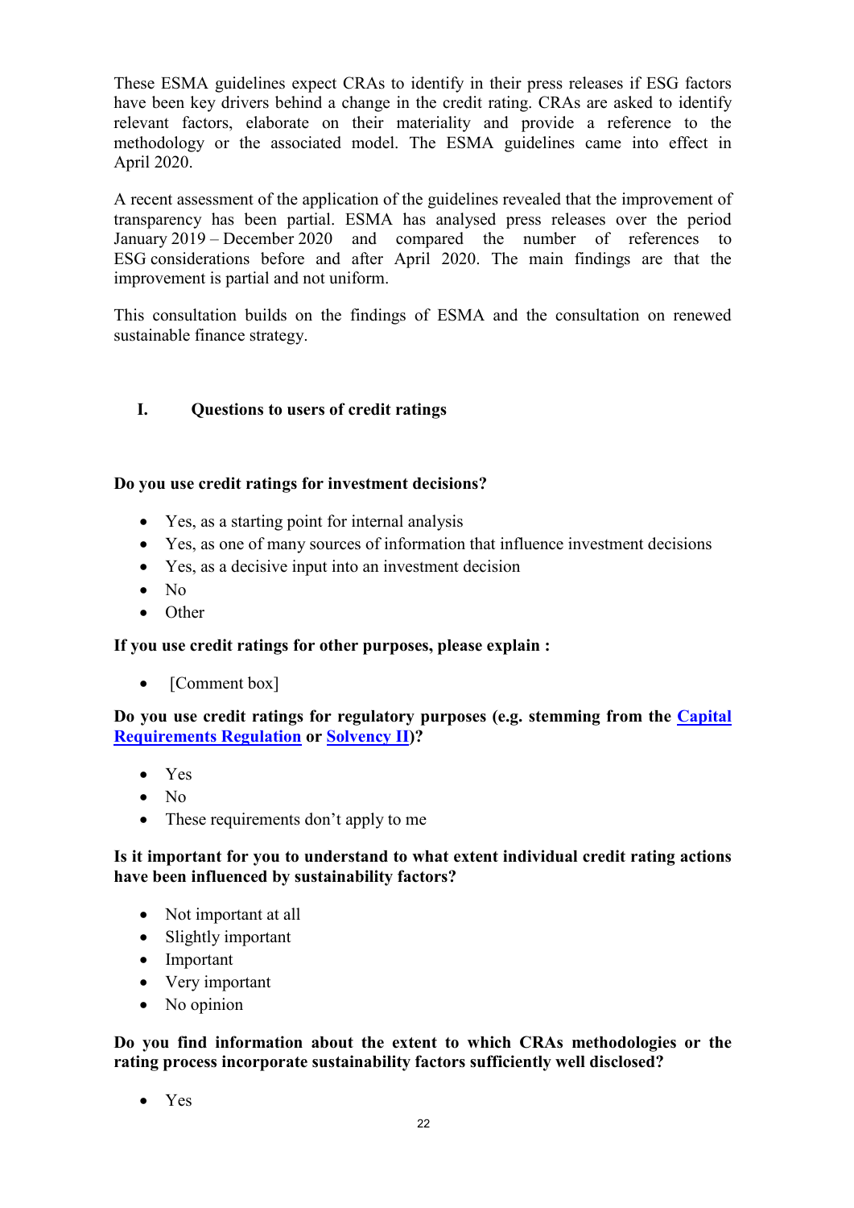These ESMA guidelines expect CRAs to identify in their press releases if ESG factors have been key drivers behind a change in the credit rating. CRAs are asked to identify relevant factors, elaborate on their materiality and provide a reference to the methodology or the associated model. The ESMA guidelines came into effect in April 2020.

A recent assessment of the application of the guidelines revealed that the improvement of transparency has been partial. ESMA has analysed press releases over the period January 2019 – December 2020 and compared the number of references to ESG considerations before and after April 2020. The main findings are that the improvement is partial and not uniform.

This consultation builds on the findings of ESMA and the consultation on renewed sustainable finance strategy.

## I. Questions to users of credit ratings

**Do you use credit ratings for investment decisions?**

- Yes, as a starting point for internal analysis
- Yes, as one of many sources of information that influence investment decisions
- Yes, as a decisive input into an investment decision
- No
- Other

**If you use credit ratings for other purposes, please explain :**

- [Comment box]

**Do you use credit ratings for regulatory purposes (e.g. stemming from the Capital Requirements Regulation or Solvency II)?**

- Yes
- No
- These requirements don't apply to me

**Is it important for you to understand to what extent individual credit rating actions have been influenced by sustainability factors?**

- Not important at all
- Slightly important
- Important
- Very important
- No opinion

**Do you find information about the extent to which CRAs methodologies or the rating process incorporate sustainability factors sufficiently well disclosed?**

- Yes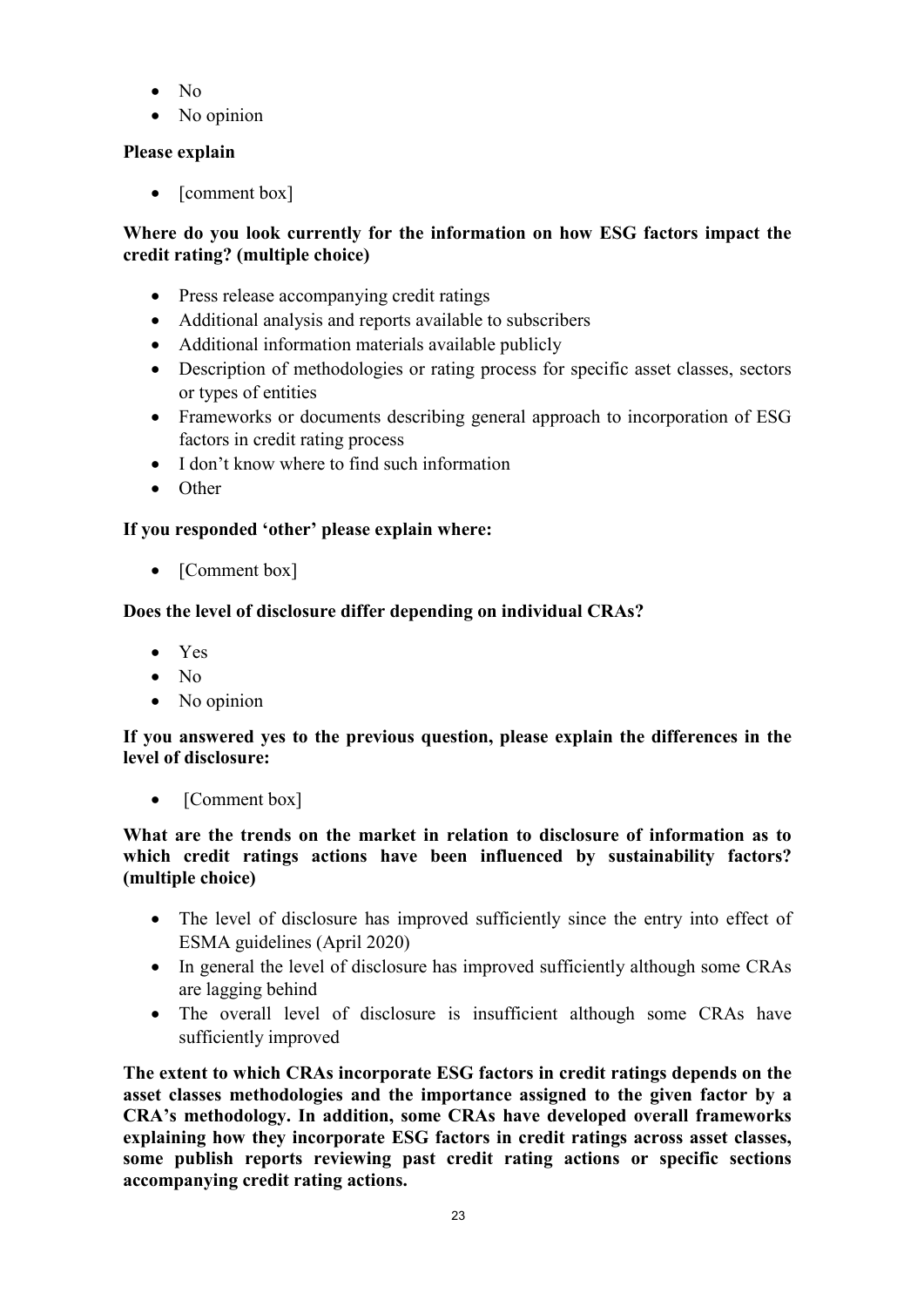- No
- No opinion

**Please explain**

- [comment box]

**Where do you look currently for the information on how ESG factors impact the credit rating? (multiple choice)**

- Press release accompanying credit ratings
- Additional analysis and reports available to subscribers
- Additional information materials available publicly
- Description of methodologies or rating process for specific asset classes, sectors or types of entities
- Frameworks or documents describing general approach to incorporation of ESG factors in credit rating process
- I don't know where to find such information
- Other

**If you responded 'other' please explain where:**

- [Comment box]

**Does the level of disclosure differ depending on individual CRAs?**

- Yes
- No
- No opinion

**If you answered yes to the previous question, please explain the differences in the level of disclosure:**

- [Comment box]

**What are the trends on the market in relation to disclosure of information as to which credit ratings actions have been influenced by sustainability factors? (multiple choice)**

- The level of disclosure has improved sufficiently since the entry into effect of ESMA guidelines (April 2020)
- In general the level of disclosure has improved sufficiently although some CRAs are lagging behind
- The overall level of disclosure is insufficient although some CRAs have sufficiently improved

**The extent to which CRAs incorporate ESG factors in credit ratings depends on the asset classes methodologies and the importance assigned to the given factor by a CRA's methodology. In addition, some CRAs have developed overall frameworks explaining how they incorporate ESG factors in credit ratings across asset classes, some publish reports reviewing past credit rating actions or specific sections accompanying credit rating actions.**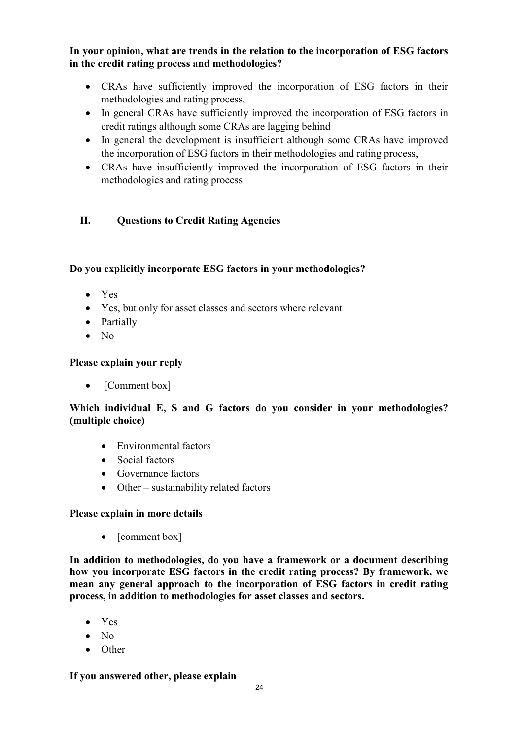**In your opinion, what are trends in the relation to the incorporation of ESG factors in the credit rating process and methodologies?**

- CRAs have sufficiently improved the incorporation of ESG factors in their methodologies and rating process,
- In general CRAs have sufficiently improved the incorporation of ESG factors in credit ratings although some CRAs are lagging behind
- In general the development is insufficient although some CRAs have improved the incorporation of ESG factors in their methodologies and rating process,
- CRAs have insufficiently improved the incorporation of ESG factors in their methodologies and rating process

## II. Questions to Credit Rating Agencies

**Do you explicitly incorporate ESG factors in your methodologies?**

- Yes
- Yes, but only for asset classes and sectors where relevant
- Partially
- No

**Please explain your reply**

- [Comment box]

**Which individual E, S and G factors do you consider in your methodologies? (multiple choice)**

- Environmental factors
- Social factors
- Governance factors
- Other – sustainability related factors

**Please explain in more details**

- [comment box]

**In addition to methodologies, do you have a framework or a document describing how you incorporate ESG factors in the credit rating process? By framework, we mean any general approach to the incorporation of ESG factors in credit rating process, in addition to methodologies for asset classes and sectors.**

- Yes
- No
- Other

**If you answered other, please explain**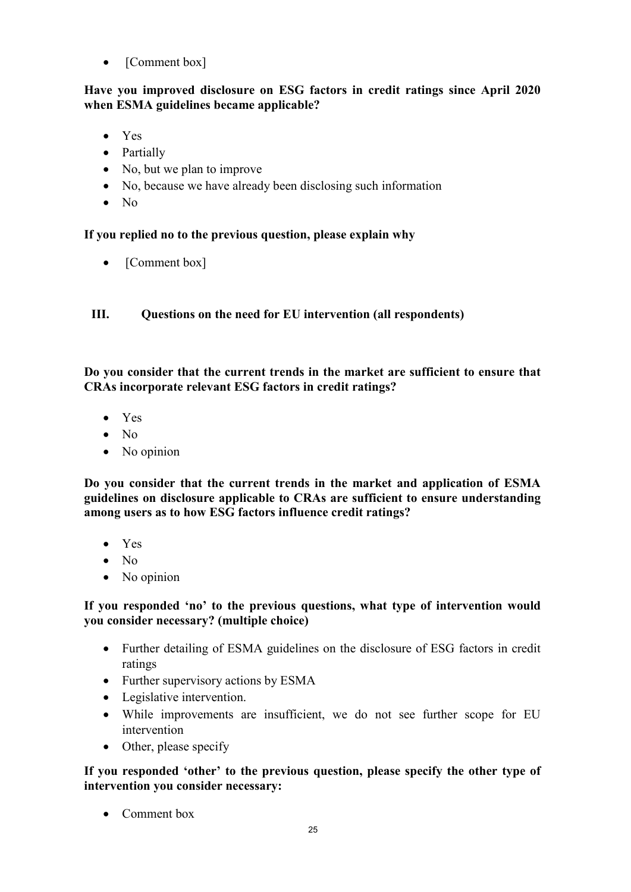- [Comment box]

**Have you improved disclosure on ESG factors in credit ratings since April 2020 when ESMA guidelines became applicable?**

- Yes
- Partially
- No, but we plan to improve
- No, because we have already been disclosing such information
- No

**If you replied no to the previous question, please explain why**

- [Comment box]

## III. Questions on the need for EU intervention (all respondents)

**Do you consider that the current trends in the market are sufficient to ensure that CRAs incorporate relevant ESG factors in credit ratings?**

- Yes
- No
- No opinion

**Do you consider that the current trends in the market and application of ESMA guidelines on disclosure applicable to CRAs are sufficient to ensure understanding among users as to how ESG factors influence credit ratings?**

- Yes
- No
- No opinion

**If you responded 'no' to the previous questions, what type of intervention would you consider necessary? (multiple choice)**

- Further detailing of ESMA guidelines on the disclosure of ESG factors in credit ratings
- Further supervisory actions by ESMA
- Legislative intervention.
- While improvements are insufficient, we do not see further scope for EU intervention
- Other, please specify

**If you responded 'other' to the previous question, please specify the other type of intervention you consider necessary:**

- Comment box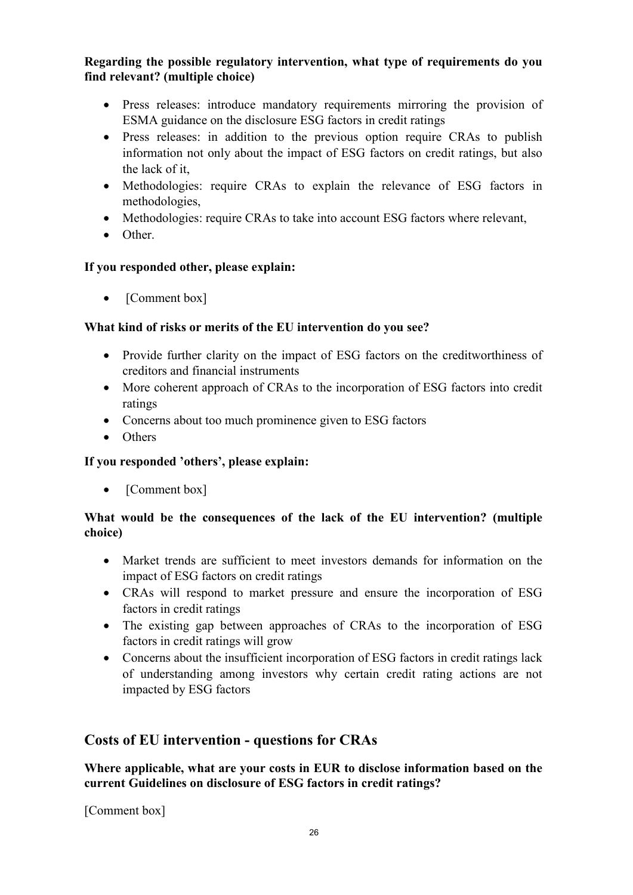**Regarding the possible regulatory intervention, what type of requirements do you find relevant? (multiple choice)**

- Press releases: introduce mandatory requirements mirroring the provision of ESMA guidance on the disclosure ESG factors in credit ratings
- Press releases: in addition to the previous option require CRAs to publish information not only about the impact of ESG factors on credit ratings, but also the lack of it,
- Methodologies: require CRAs to explain the relevance of ESG factors in methodologies,
- Methodologies: require CRAs to take into account ESG factors where relevant,
- Other.

**If you responded other, please explain:**

- [Comment box]

**What kind of risks or merits of the EU intervention do you see?**

- Provide further clarity on the impact of ESG factors on the creditworthiness of creditors and financial instruments
- More coherent approach of CRAs to the incorporation of ESG factors into credit ratings
- Concerns about too much prominence given to ESG factors
- Others

**If you responded 'others', please explain:**

- [Comment box]

**What would be the consequences of the lack of the EU intervention? (multiple choice)**

- Market trends are sufficient to meet investors demands for information on the impact of ESG factors on credit ratings
- CRAs will respond to market pressure and ensure the incorporation of ESG factors in credit ratings
- The existing gap between approaches of CRAs to the incorporation of ESG factors in credit ratings will grow
- Concerns about the insufficient incorporation of ESG factors in credit ratings lack of understanding among investors why certain credit rating actions are not impacted by ESG factors

## Costs of EU intervention - questions for CRAs

**Where applicable, what are your costs in EUR to disclose information based on the current Guidelines on disclosure of ESG factors in credit ratings?**

[Comment box]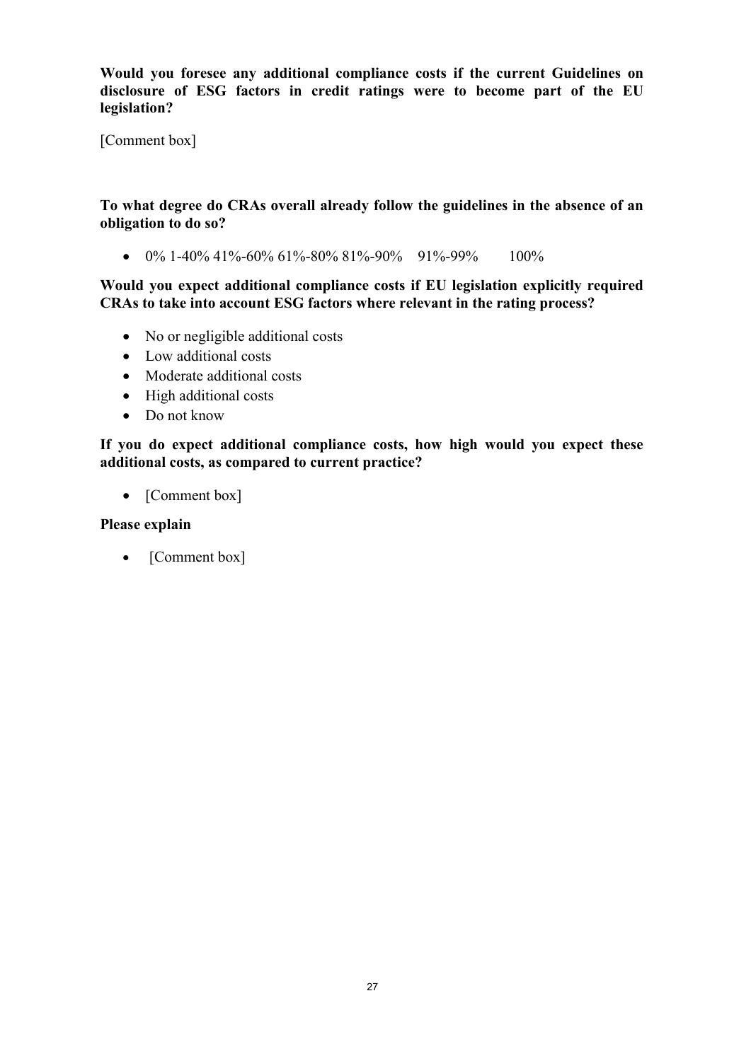**Would you foresee any additional compliance costs if the current Guidelines on disclosure of ESG factors in credit ratings were to become part of the EU legislation?**

[Comment box]

**To what degree do CRAs overall already follow the guidelines in the absence of an obligation to do so?**

- 0% 1-40% 41%-60% 61%-80% 81%-90% 91%-99% 100%

**Would you expect additional compliance costs if EU legislation explicitly required CRAs to take into account ESG factors where relevant in the rating process?**

- No or negligible additional costs
- Low additional costs
- Moderate additional costs
- High additional costs
- Do not know

**If you do expect additional compliance costs, how high would you expect these additional costs, as compared to current practice?**

- [Comment box]

**Please explain**

- [Comment box]